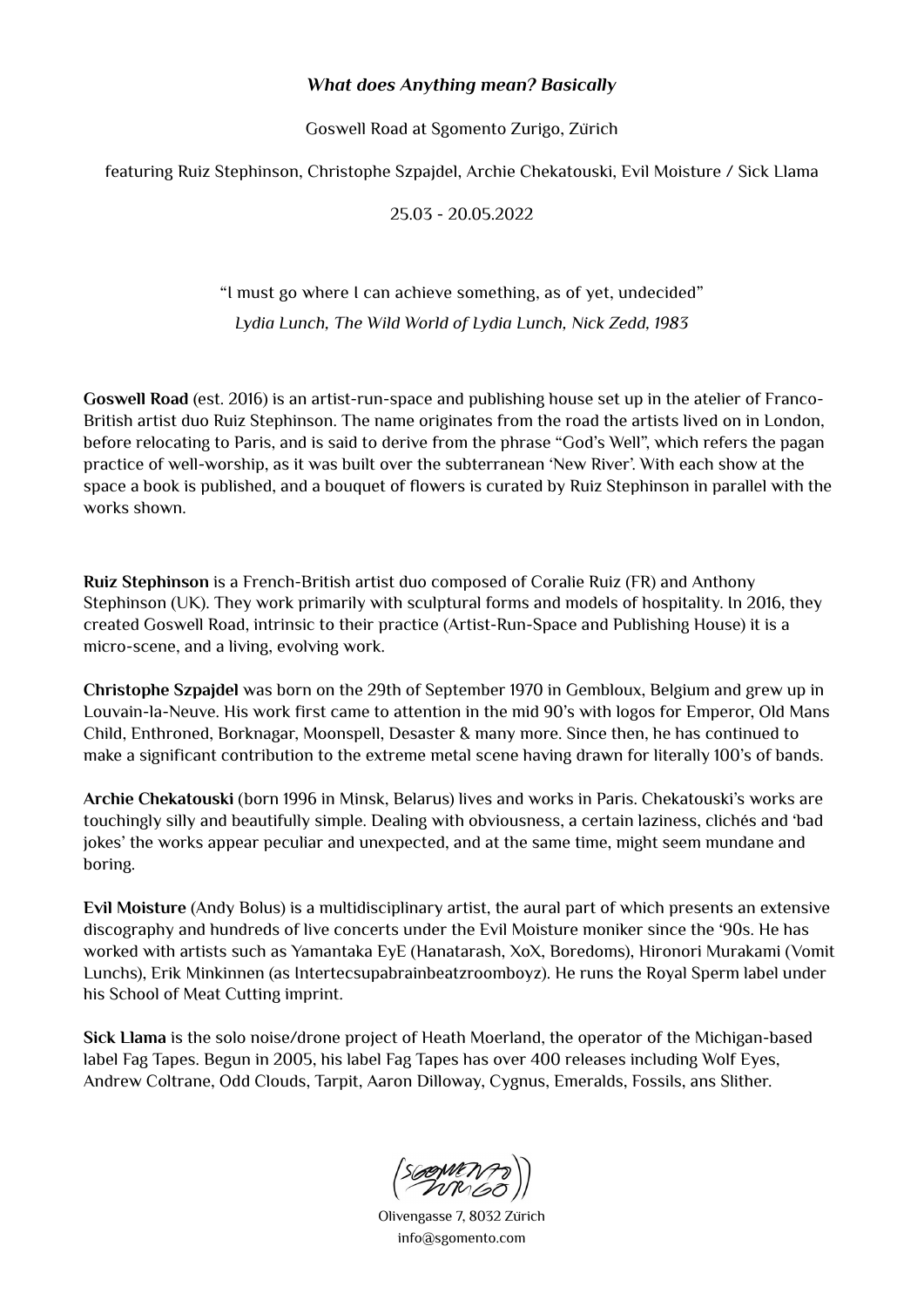***What does Anything mean? Basically***

Goswell Road at Sgomento Zurigo, Zürich

featuring Ruiz Stephinson, Christophe Szpajdel, Archie Chekatouski, Evil Moisture / Sick Llama

25.03 - 20.05.2022

"I must go where I can achieve something, as of yet, undecided"

*Lydia Lunch, The Wild World of Lydia Lunch, Nick Zedd, 1983*

**Goswell Road** (est. 2016) is an artist-run-space and publishing house set up in the atelier of Franco-British artist duo Ruiz Stephinson. The name originates from the road the artists lived on in London, before relocating to Paris, and is said to derive from the phrase "God's Well", which refers the pagan practice of well-worship, as it was built over the subterranean 'New River'. With each show at the space a book is published, and a bouquet of flowers is curated by Ruiz Stephinson in parallel with the works shown.

**Ruiz Stephinson** is a French-British artist duo composed of Coralie Ruiz (FR) and Anthony Stephinson (UK). They work primarily with sculptural forms and models of hospitality. In 2016, they created Goswell Road, intrinsic to their practice (Artist-Run-Space and Publishing House) it is a micro-scene, and a living, evolving work.

**Christophe Szpajdel** was born on the 29th of September 1970 in Gembloux, Belgium and grew up in Louvain-la-Neuve. His work first came to attention in the mid 90's with logos for Emperor, Old Mans Child, Enthroned, Borknagar, Moonspell, Desaster & many more. Since then, he has continued to make a significant contribution to the extreme metal scene having drawn for literally 100's of bands.

**Archie Chekatouski** (born 1996 in Minsk, Belarus) lives and works in Paris. Chekatouski's works are touchingly silly and beautifully simple. Dealing with obviousness, a certain laziness, clichés and 'bad jokes' the works appear peculiar and unexpected, and at the same time, might seem mundane and boring.

**Evil Moisture** (Andy Bolus) is a multidisciplinary artist, the aural part of which presents an extensive discography and hundreds of live concerts under the Evil Moisture moniker since the '90s. He has worked with artists such as Yamantaka EyE (Hanatarash, XoX, Boredoms), Hironori Murakami (Vomit Lunchs), Erik Minkinnen (as Intertecsupabrainbeatzroomboyz). He runs the Royal Sperm label under his School of Meat Cutting imprint.

**Sick Llama** is the solo noise/drone project of Heath Moerland, the operator of the Michigan-based label Fag Tapes. Begun in 2005, his label Fag Tapes has over 400 releases including Wolf Eyes, Andrew Coltrane, Odd Clouds, Tarpit, Aaron Dilloway, Cygnus, Emeralds, Fossils, ans Slither.

(SGOMENTO ZURIGO)

Olivengasse 7, 8032 Zürich
info@sgomento.com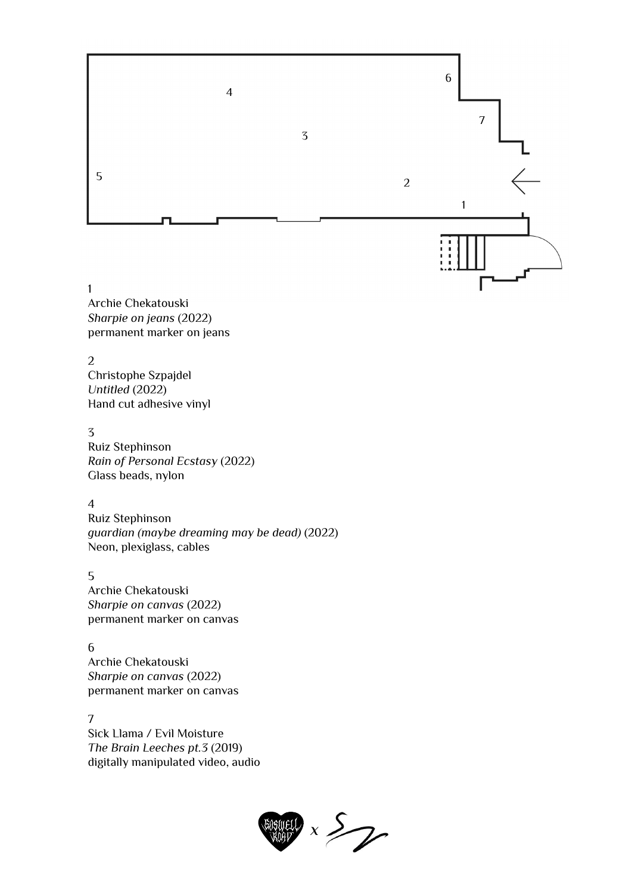1
Archie Chekatouski
*Sharpie on jeans* (2022)
permanent marker on jeans

2
Christophe Szpajdel
*Untitled* (2022)
Hand cut adhesive vinyl

3
Ruiz Stephinson
*Rain of Personal Ecstasy* (2022)
Glass beads, nylon

4
Ruiz Stephinson
*guardian (maybe dreaming may be dead)* (2022)
Neon, plexiglass, cables

5
Archie Chekatouski
*Sharpie on canvas* (2022)
permanent marker on canvas

6
Archie Chekatouski
*Sharpie on canvas* (2022)
permanent marker on canvas

7
Sick Llama / Evil Moisture
*The Brain Leeches pt.3* (2019)
digitally manipulated video, audio